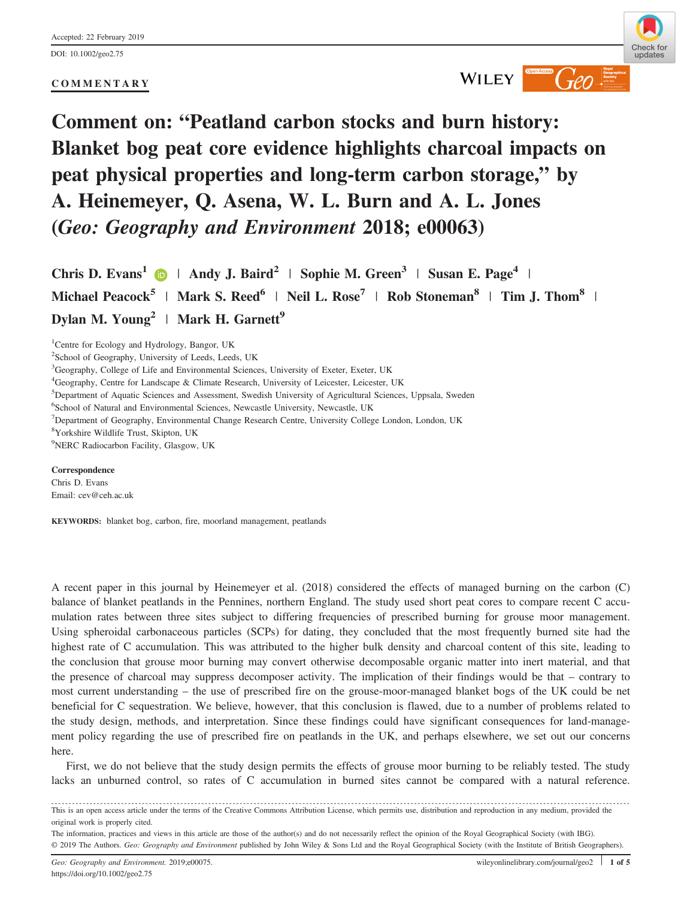Accepted: 22 February 2019

DOI: 10.1002/geo2.75

**COMMENTARY**

# Comment on: "Peatland carbon stocks and burn history: Blanket bog peat core evidence highlights charcoal impacts on peat physical properties and long-term carbon storage," by A. Heinemeyer, Q. Asena, W. L. Burn and A. L. Jones (*Geo: Geography and Environment* 2018; e00063)

**Chris D. Evans[1] | Andy J. Baird[2] | Sophie M. Green[3] | Susan E. Page[4] | Michael Peacock[5] | Mark S. Reed[6] | Neil L. Rose[7] | Rob Stoneman[8] | Tim J. Thom[8] | Dylan M. Young[2] | Mark H. Garnett[9]**

[1]Centre for Ecology and Hydrology, Bangor, UK
[2]School of Geography, University of Leeds, Leeds, UK
[3]Geography, College of Life and Environmental Sciences, University of Exeter, Exeter, UK
[4]Geography, Centre for Landscape & Climate Research, University of Leicester, Leicester, UK
[5]Department of Aquatic Sciences and Assessment, Swedish University of Agricultural Sciences, Uppsala, Sweden
[6]School of Natural and Environmental Sciences, Newcastle University, Newcastle, UK
[7]Department of Geography, Environmental Change Research Centre, University College London, London, UK
[8]Yorkshire Wildlife Trust, Skipton, UK
[9]NERC Radiocarbon Facility, Glasgow, UK

**Correspondence**
Chris D. Evans
Email: cev@ceh.ac.uk

**KEYWORDS:** blanket bog, carbon, fire, moorland management, peatlands

A recent paper in this journal by Heinemeyer et al. (2018) considered the effects of managed burning on the carbon (C) balance of blanket peatlands in the Pennines, northern England. The study used short peat cores to compare recent C accumulation rates between three sites subject to differing frequencies of prescribed burning for grouse moor management. Using spheroidal carbonaceous particles (SCPs) for dating, they concluded that the most frequently burned site had the highest rate of C accumulation. This was attributed to the higher bulk density and charcoal content of this site, leading to the conclusion that grouse moor burning may convert otherwise decomposable organic matter into inert material, and that the presence of charcoal may suppress decomposer activity. The implication of their findings would be that – contrary to most current understanding – the use of prescribed fire on the grouse-moor-managed blanket bogs of the UK could be net beneficial for C sequestration. We believe, however, that this conclusion is flawed, due to a number of problems related to the study design, methods, and interpretation. Since these findings could have significant consequences for land-management policy regarding the use of prescribed fire on peatlands in the UK, and perhaps elsewhere, we set out our concerns here.

First, we do not believe that the study design permits the effects of grouse moor burning to be reliably tested. The study lacks an unburned control, so rates of C accumulation in burned sites cannot be compared with a natural reference.

This is an open access article under the terms of the Creative Commons Attribution License, which permits use, distribution and reproduction in any medium, provided the original work is properly cited.

The information, practices and views in this article are those of the author(s) and do not necessarily reflect the opinion of the Royal Geographical Society (with IBG).

© 2019 The Authors. *Geo: Geography and Environment* published by John Wiley & Sons Ltd and the Royal Geographical Society (with the Institute of British Geographers).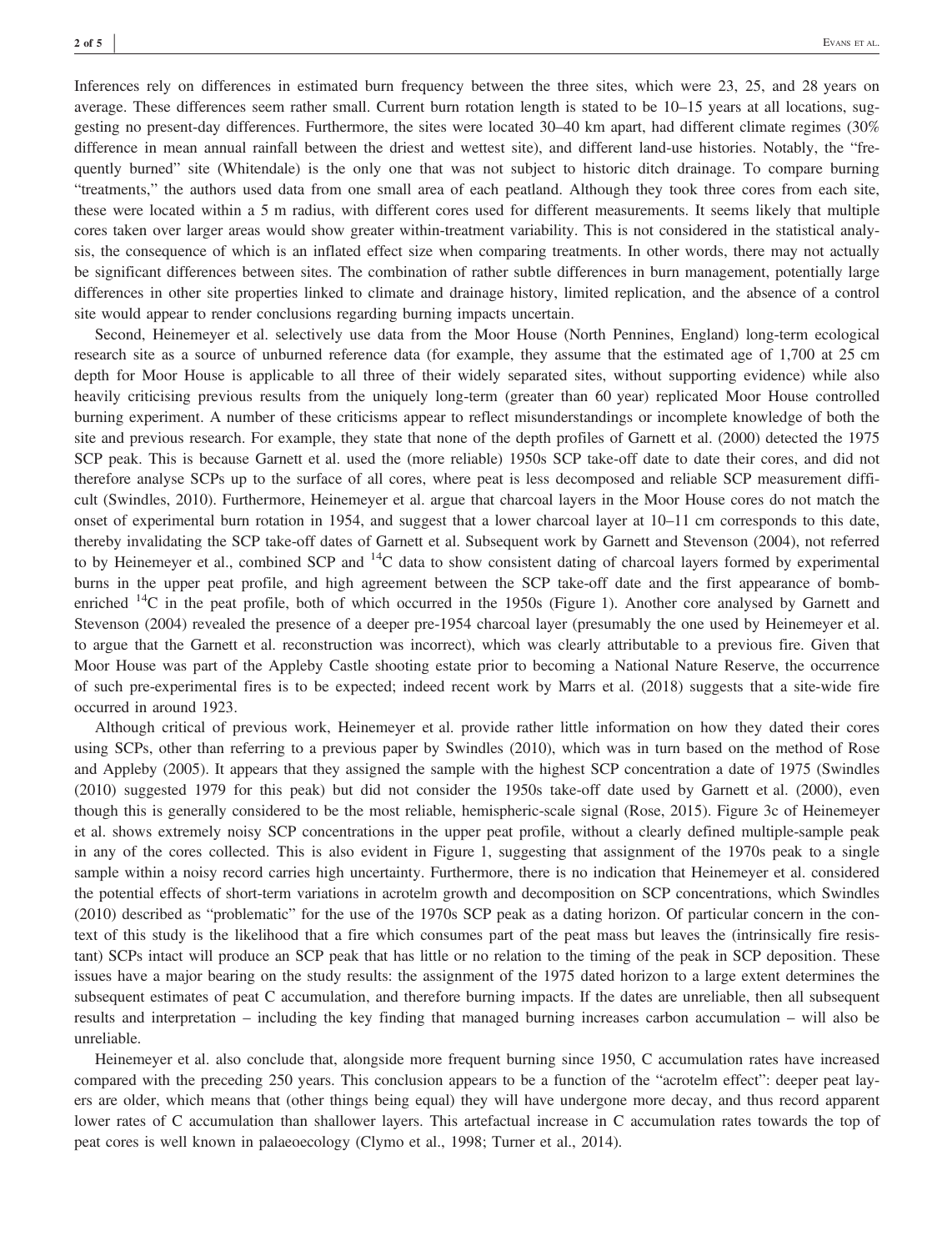Inferences rely on differences in estimated burn frequency between the three sites, which were 23, 25, and 28 years on average. These differences seem rather small. Current burn rotation length is stated to be 10–15 years at all locations, suggesting no present-day differences. Furthermore, the sites were located 30–40 km apart, had different climate regimes (30% difference in mean annual rainfall between the driest and wettest site), and different land-use histories. Notably, the "frequently burned" site (Whitendale) is the only one that was not subject to historic ditch drainage. To compare burning "treatments," the authors used data from one small area of each peatland. Although they took three cores from each site, these were located within a 5 m radius, with different cores used for different measurements. It seems likely that multiple cores taken over larger areas would show greater within-treatment variability. This is not considered in the statistical analysis, the consequence of which is an inflated effect size when comparing treatments. In other words, there may not actually be significant differences between sites. The combination of rather subtle differences in burn management, potentially large differences in other site properties linked to climate and drainage history, limited replication, and the absence of a control site would appear to render conclusions regarding burning impacts uncertain.

Second, Heinemeyer et al. selectively use data from the Moor House (North Pennines, England) long-term ecological research site as a source of unburned reference data (for example, they assume that the estimated age of 1,700 at 25 cm depth for Moor House is applicable to all three of their widely separated sites, without supporting evidence) while also heavily criticising previous results from the uniquely long-term (greater than 60 year) replicated Moor House controlled burning experiment. A number of these criticisms appear to reflect misunderstandings or incomplete knowledge of both the site and previous research. For example, they state that none of the depth profiles of Garnett et al. (2000) detected the 1975 SCP peak. This is because Garnett et al. used the (more reliable) 1950s SCP take-off date to date their cores, and did not therefore analyse SCPs up to the surface of all cores, where peat is less decomposed and reliable SCP measurement difficult (Swindles, 2010). Furthermore, Heinemeyer et al. argue that charcoal layers in the Moor House cores do not match the onset of experimental burn rotation in 1954, and suggest that a lower charcoal layer at 10–11 cm corresponds to this date, thereby invalidating the SCP take-off dates of Garnett et al. Subsequent work by Garnett and Stevenson (2004), not referred to by Heinemeyer et al., combined SCP and $^{14}C$ data to show consistent dating of charcoal layers formed by experimental burns in the upper peat profile, and high agreement between the SCP take-off date and the first appearance of bomb-enriched $^{14}C$ in the peat profile, both of which occurred in the 1950s (Figure 1). Another core analysed by Garnett and Stevenson (2004) revealed the presence of a deeper pre-1954 charcoal layer (presumably the one used by Heinemeyer et al. to argue that the Garnett et al. reconstruction was incorrect), which was clearly attributable to a previous fire. Given that Moor House was part of the Appleby Castle shooting estate prior to becoming a National Nature Reserve, the occurrence of such pre-experimental fires is to be expected; indeed recent work by Marrs et al. (2018) suggests that a site-wide fire occurred in around 1923.

Although critical of previous work, Heinemeyer et al. provide rather little information on how they dated their cores using SCPs, other than referring to a previous paper by Swindles (2010), which was in turn based on the method of Rose and Appleby (2005). It appears that they assigned the sample with the highest SCP concentration a date of 1975 (Swindles (2010) suggested 1979 for this peak) but did not consider the 1950s take-off date used by Garnett et al. (2000), even though this is generally considered to be the most reliable, hemispheric-scale signal (Rose, 2015). Figure 3c of Heinemeyer et al. shows extremely noisy SCP concentrations in the upper peat profile, without a clearly defined multiple-sample peak in any of the cores collected. This is also evident in Figure 1, suggesting that assignment of the 1970s peak to a single sample within a noisy record carries high uncertainty. Furthermore, there is no indication that Heinemeyer et al. considered the potential effects of short-term variations in acrotelm growth and decomposition on SCP concentrations, which Swindles (2010) described as "problematic" for the use of the 1970s SCP peak as a dating horizon. Of particular concern in the context of this study is the likelihood that a fire which consumes part of the peat mass but leaves the (intrinsically fire resistant) SCPs intact will produce an SCP peak that has little or no relation to the timing of the peak in SCP deposition. These issues have a major bearing on the study results: the assignment of the 1975 dated horizon to a large extent determines the subsequent estimates of peat C accumulation, and therefore burning impacts. If the dates are unreliable, then all subsequent results and interpretation – including the key finding that managed burning increases carbon accumulation – will also be unreliable.

Heinemeyer et al. also conclude that, alongside more frequent burning since 1950, C accumulation rates have increased compared with the preceding 250 years. This conclusion appears to be a function of the "acrotelm effect": deeper peat layers are older, which means that (other things being equal) they will have undergone more decay, and thus record apparent lower rates of C accumulation than shallower layers. This artefactual increase in C accumulation rates towards the top of peat cores is well known in palaeoecology (Clymo et al., 1998; Turner et al., 2014).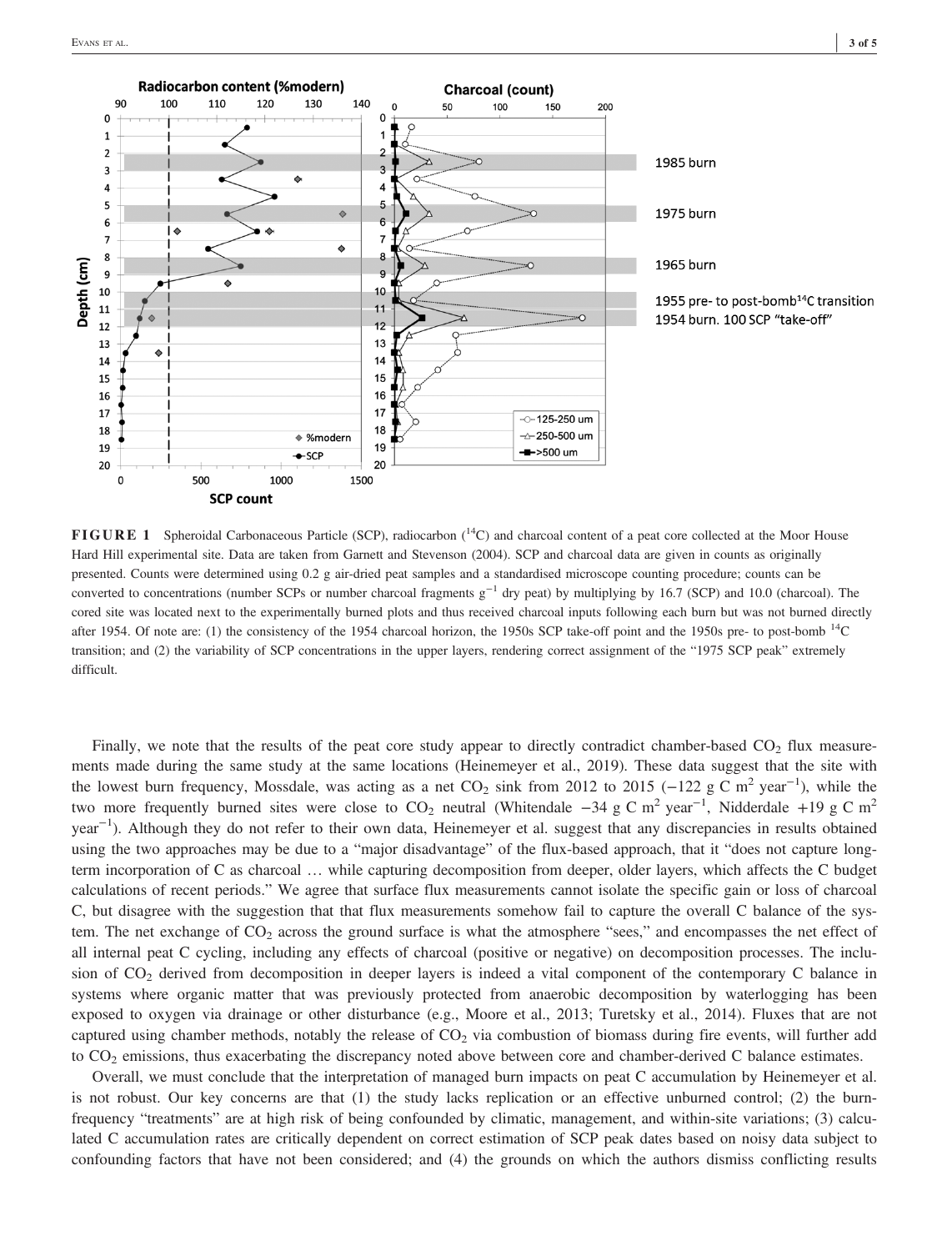**FIGURE 1** Spheroidal Carbonaceous Particle (SCP), radiocarbon ($^{14}C$) and charcoal content of a peat core collected at the Moor House Hard Hill experimental site. Data are taken from Garnett and Stevenson (2004). SCP and charcoal data are given in counts as originally presented. Counts were determined using 0.2 g air-dried peat samples and a standardised microscope counting procedure; counts can be converted to concentrations (number SCPs or number charcoal fragments $g^{-1}$ dry peat) by multiplying by 16.7 (SCP) and 10.0 (charcoal). The cored site was located next to the experimentally burned plots and thus received charcoal inputs following each burn but was not burned directly after 1954. Of note are: (1) the consistency of the 1954 charcoal horizon, the 1950s SCP take-off point and the 1950s pre- to post-bomb $^{14}C$ transition; and (2) the variability of SCP concentrations in the upper layers, rendering correct assignment of the "1975 SCP peak" extremely difficult.

Finally, we note that the results of the peat core study appear to directly contradict chamber-based $CO_2$ flux measurements made during the same study at the same locations (Heinemeyer et al., 2019). These data suggest that the site with the lowest burn frequency, Mossdale, was acting as a net $CO_2$ sink from 2012 to 2015 ($-122$ g C $m^2$ $year^{-1}$), while the two more frequently burned sites were close to $CO_2$ neutral (Whitendale $-34$ g C $m^2$ $year^{-1}$, Nidderdale $+19$ g C $m^2$ $year^{-1}$). Although they do not refer to their own data, Heinemeyer et al. suggest that any discrepancies in results obtained using the two approaches may be due to a "major disadvantage" of the flux-based approach, that it "does not capture long-term incorporation of C as charcoal … while capturing decomposition from deeper, older layers, which affects the C budget calculations of recent periods." We agree that surface flux measurements cannot isolate the specific gain or loss of charcoal C, but disagree with the suggestion that that flux measurements somehow fail to capture the overall C balance of the system. The net exchange of $CO_2$ across the ground surface is what the atmosphere "sees," and encompasses the net effect of all internal peat C cycling, including any effects of charcoal (positive or negative) on decomposition processes. The inclusion of $CO_2$ derived from decomposition in deeper layers is indeed a vital component of the contemporary C balance in systems where organic matter that was previously protected from anaerobic decomposition by waterlogging has been exposed to oxygen via drainage or other disturbance (e.g., Moore et al., 2013; Turetsky et al., 2014). Fluxes that are not captured using chamber methods, notably the release of $CO_2$ via combustion of biomass during fire events, will further add to $CO_2$ emissions, thus exacerbating the discrepancy noted above between core and chamber-derived C balance estimates.

Overall, we must conclude that the interpretation of managed burn impacts on peat C accumulation by Heinemeyer et al. is not robust. Our key concerns are that (1) the study lacks replication or an effective unburned control; (2) the burn-frequency "treatments" are at high risk of being confounded by climatic, management, and within-site variations; (3) calculated C accumulation rates are critically dependent on correct estimation of SCP peak dates based on noisy data subject to confounding factors that have not been considered; and (4) the grounds on which the authors dismiss conflicting results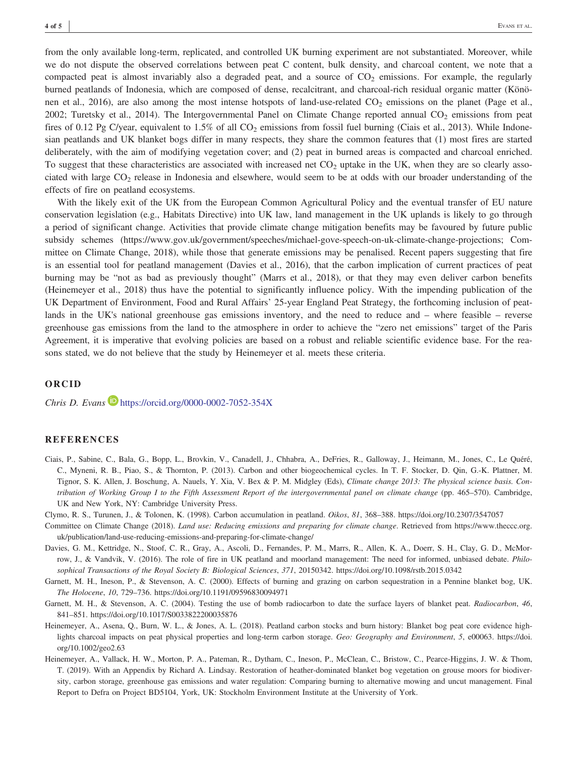from the only available long-term, replicated, and controlled UK burning experiment are not substantiated. Moreover, while we do not dispute the observed correlations between peat C content, bulk density, and charcoal content, we note that a compacted peat is almost invariably also a degraded peat, and a source of $CO_2$ emissions. For example, the regularly burned peatlands of Indonesia, which are composed of dense, recalcitrant, and charcoal-rich residual organic matter (Könönen et al., 2016), are also among the most intense hotspots of land-use-related $CO_2$ emissions on the planet (Page et al., 2002; Turetsky et al., 2014). The Intergovernmental Panel on Climate Change reported annual $CO_2$ emissions from peat fires of 0.12 Pg C/year, equivalent to 1.5% of all $CO_2$ emissions from fossil fuel burning (Ciais et al., 2013). While Indonesian peatlands and UK blanket bogs differ in many respects, they share the common features that (1) most fires are started deliberately, with the aim of modifying vegetation cover; and (2) peat in burned areas is compacted and charcoal enriched. To suggest that these characteristics are associated with increased net $CO_2$ uptake in the UK, when they are so clearly associated with large $CO_2$ release in Indonesia and elsewhere, would seem to be at odds with our broader understanding of the effects of fire on peatland ecosystems.

With the likely exit of the UK from the European Common Agricultural Policy and the eventual transfer of EU nature conservation legislation (e.g., Habitats Directive) into UK law, land management in the UK uplands is likely to go through a period of significant change. Activities that provide climate change mitigation benefits may be favoured by future public subsidy schemes (https://www.gov.uk/government/speeches/michael-gove-speech-on-uk-climate-change-projections; Committee on Climate Change, 2018), while those that generate emissions may be penalised. Recent papers suggesting that fire is an essential tool for peatland management (Davies et al., 2016), that the carbon implication of current practices of peat burning may be "not as bad as previously thought" (Marrs et al., 2018), or that they may even deliver carbon benefits (Heinemeyer et al., 2018) thus have the potential to significantly influence policy. With the impending publication of the UK Department of Environment, Food and Rural Affairs' 25-year England Peat Strategy, the forthcoming inclusion of peatlands in the UK's national greenhouse gas emissions inventory, and the need to reduce and – where feasible – reverse greenhouse gas emissions from the land to the atmosphere in order to achieve the "zero net emissions" target of the Paris Agreement, it is imperative that evolving policies are based on a robust and reliable scientific evidence base. For the reasons stated, we do not believe that the study by Heinemeyer et al. meets these criteria.

## ORCID

*Chris D. Evans* https://orcid.org/0000-0002-7052-354X

## REFERENCES

Ciais, P., Sabine, C., Bala, G., Bopp, L., Brovkin, V., Canadell, J., Chhabra, A., DeFries, R., Galloway, J., Heimann, M., Jones, C., Le Quéré, C., Myneni, R. B., Piao, S., & Thornton, P. (2013). Carbon and other biogeochemical cycles. In T. F. Stocker, D. Qin, G.-K. Plattner, M. Tignor, S. K. Allen, J. Boschung, A. Nauels, Y. Xia, V. Bex & P. M. Midgley (Eds), *Climate change 2013: The physical science basis. Contribution of Working Group I to the Fifth Assessment Report of the intergovernmental panel on climate change* (pp. 465–570). Cambridge, UK and New York, NY: Cambridge University Press.

Clymo, R. S., Turunen, J., & Tolonen, K. (1998). Carbon accumulation in peatland. *Oikos*, *81*, 368–388. https://doi.org/10.2307/3547057

Committee on Climate Change (2018). *Land use: Reducing emissions and preparing for climate change*. Retrieved from https://www.theccc.org.uk/publication/land-use-reducing-emissions-and-preparing-for-climate-change/

Davies, G. M., Kettridge, N., Stoof, C. R., Gray, A., Ascoli, D., Fernandes, P. M., Marrs, R., Allen, K. A., Doerr, S. H., Clay, G. D., McMorrow, J., & Vandvik, V. (2016). The role of fire in UK peatland and moorland management: The need for informed, unbiased debate. *Philosophical Transactions of the Royal Society B: Biological Sciences*, *371*, 20150342. https://doi.org/10.1098/rstb.2015.0342

Garnett, M. H., Ineson, P., & Stevenson, A. C. (2000). Effects of burning and grazing on carbon sequestration in a Pennine blanket bog, UK. *The Holocene*, *10*, 729–736. https://doi.org/10.1191/09596830094971

Garnett, M. H., & Stevenson, A. C. (2004). Testing the use of bomb radiocarbon to date the surface layers of blanket peat. *Radiocarbon*, *46*, 841–851. https://doi.org/10.1017/S0033822200035876

Heinemeyer, A., Asena, Q., Burn, W. L., & Jones, A. L. (2018). Peatland carbon stocks and burn history: Blanket bog peat core evidence highlights charcoal impacts on peat physical properties and long-term carbon storage. *Geo: Geography and Environment*, *5*, e00063. https://doi.org/10.1002/geo2.63

Heinemeyer, A., Vallack, H. W., Morton, P. A., Pateman, R., Dytham, C., Ineson, P., McClean, C., Bristow, C., Pearce-Higgins, J. W. & Thom, T. (2019). With an Appendix by Richard A. Lindsay. Restoration of heather-dominated blanket bog vegetation on grouse moors for biodiversity, carbon storage, greenhouse gas emissions and water regulation: Comparing burning to alternative mowing and uncut management. Final Report to Defra on Project BD5104, York, UK: Stockholm Environment Institute at the University of York.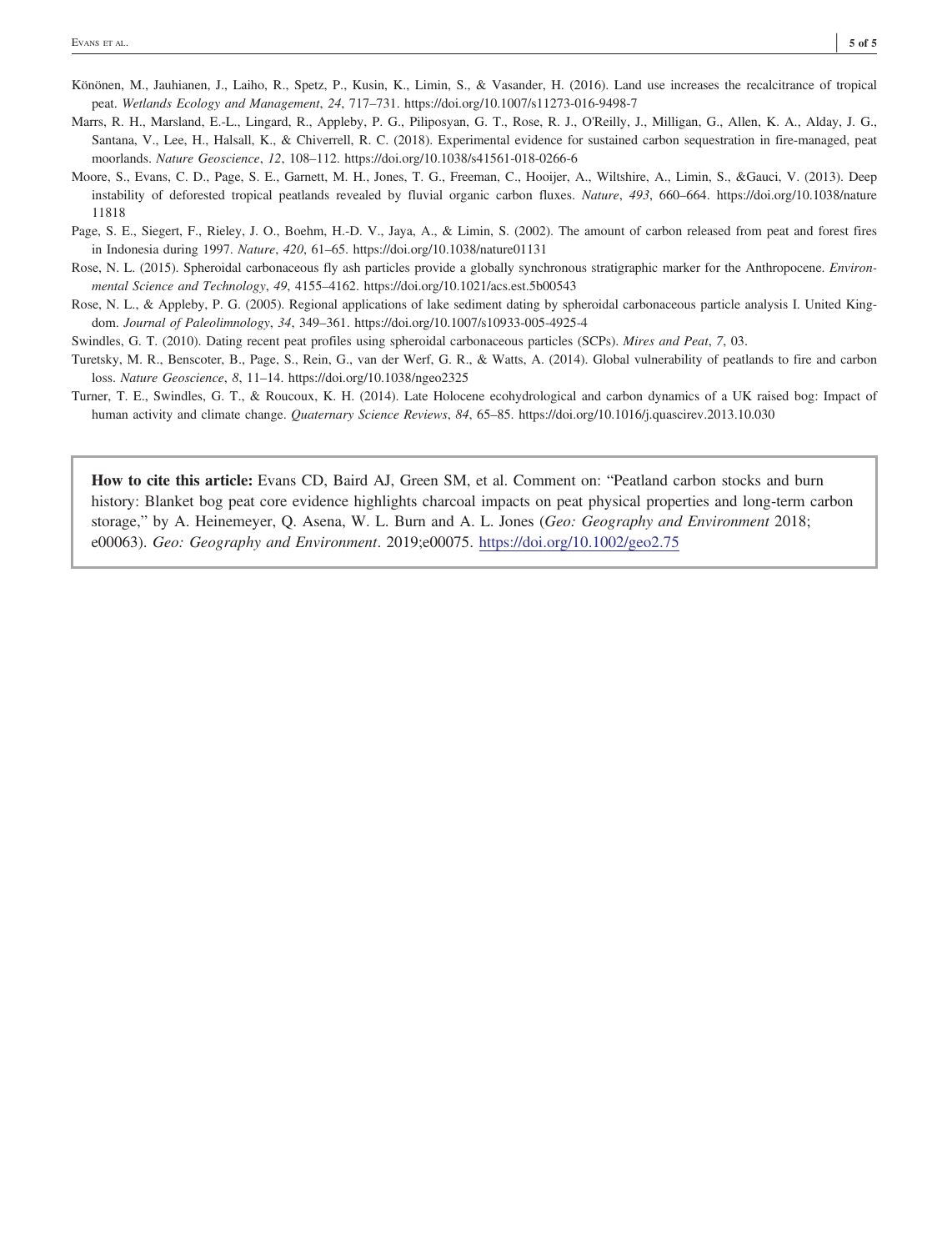Könönen, M., Jauhiainen, J., Laiho, R., Spetz, P., Kusin, K., Limin, S., & Vasander, H. (2016). Land use increases the recalcitrance of tropical peat. *Wetlands Ecology and Management*, *24*, 717–731. https://doi.org/10.1007/s11273-016-9498-7

Marrs, R. H., Marsland, E.-L., Lingard, R., Appleby, P. G., Piliposyan, G. T., Rose, R. J., O'Reilly, J., Milligan, G., Allen, K. A., Alday, J. G., Santana, V., Lee, H., Halsall, K., & Chiverrell, R. C. (2018). Experimental evidence for sustained carbon sequestration in fire-managed, peat moorlands. *Nature Geoscience*, *12*, 108–112. https://doi.org/10.1038/s41561-018-0266-6

Moore, S., Evans, C. D., Page, S. E., Garnett, M. H., Jones, T. G., Freeman, C., Hooijer, A., Wiltshire, A., Limin, S., &Gauci, V. (2013). Deep instability of deforested tropical peatlands revealed by fluvial organic carbon fluxes. *Nature*, *493*, 660–664. https://doi.org/10.1038/nature11818

Page, S. E., Siegert, F., Rieley, J. O., Boehm, H.-D. V., Jaya, A., & Limin, S. (2002). The amount of carbon released from peat and forest fires in Indonesia during 1997. *Nature*, *420*, 61–65. https://doi.org/10.1038/nature01131

Rose, N. L. (2015). Spheroidal carbonaceous fly ash particles provide a globally synchronous stratigraphic marker for the Anthropocene. *Environmental Science and Technology*, *49*, 4155–4162. https://doi.org/10.1021/acs.est.5b00543

Rose, N. L., & Appleby, P. G. (2005). Regional applications of lake sediment dating by spheroidal carbonaceous particle analysis I. United Kingdom. *Journal of Paleolimnology*, *34*, 349–361. https://doi.org/10.1007/s10933-005-4925-4

Swindles, G. T. (2010). Dating recent peat profiles using spheroidal carbonaceous particles (SCPs). *Mires and Peat*, *7*, 03.

Turetsky, M. R., Benscoter, B., Page, S., Rein, G., van der Werf, G. R., & Watts, A. (2014). Global vulnerability of peatlands to fire and carbon loss. *Nature Geoscience*, *8*, 11–14. https://doi.org/10.1038/ngeo2325

Turner, T. E., Swindles, G. T., & Roucoux, K. H. (2014). Late Holocene ecohydrological and carbon dynamics of a UK raised bog: Impact of human activity and climate change. *Quaternary Science Reviews*, *84*, 65–85. https://doi.org/10.1016/j.quascirev.2013.10.030

**How to cite this article:** Evans CD, Baird AJ, Green SM, et al. Comment on: "Peatland carbon stocks and burn history: Blanket bog peat core evidence highlights charcoal impacts on peat physical properties and long-term carbon storage," by A. Heinemeyer, Q. Asena, W. L. Burn and A. L. Jones (*Geo: Geography and Environment* 2018; e00063). *Geo: Geography and Environment*. 2019;e00075. https://doi.org/10.1002/geo2.75